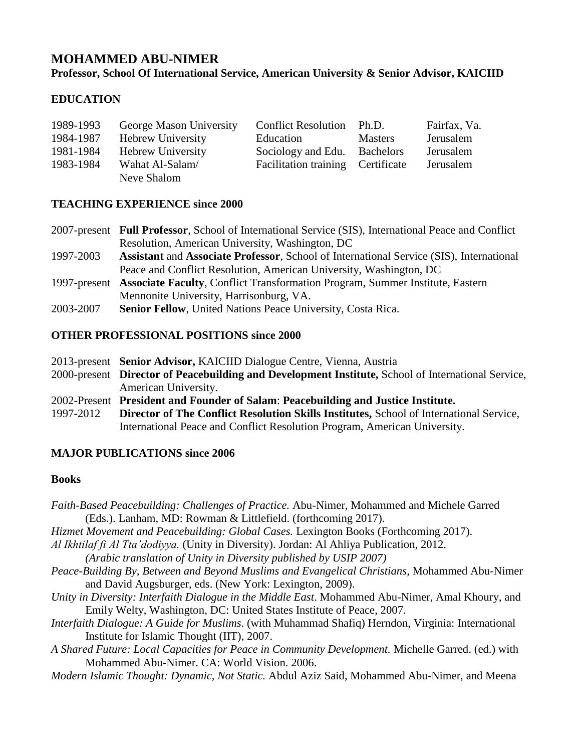# MOHAMMED ABU-NIMER

**Professor, School Of International Service, American University & Senior Advisor, KAICIID**

## EDUCATION

| | | | | |
|---|---|---|---|---|
| 1989-1993 | George Mason University | Conflict Resolution | Ph.D. | Fairfax, Va. |
| 1984-1987 | Hebrew University | Education | Masters | Jerusalem |
| 1981-1984 | Hebrew University | Sociology and Edu. | Bachelors | Jerusalem |
| 1983-1984 | Wahat Al-Salam/ Neve Shalom | Facilitation training | Certificate | Jerusalem |

## TEACHING EXPERIENCE since 2000

| | |
|---|---|
| 2007-present | **Full Professor**, School of International Service (SIS), International Peace and Conflict Resolution, American University, Washington, DC |
| 1997-2003 | **Assistant** and **Associate Professor**, School of International Service (SIS), International Peace and Conflict Resolution, American University, Washington, DC |
| 1997-present | **Associate Faculty**, Conflict Transformation Program, Summer Institute, Eastern Mennonite University, Harrisonburg, VA. |
| 2003-2007 | **Senior Fellow**, United Nations Peace University, Costa Rica. |

## OTHER PROFESSIONAL POSITIONS since 2000

| | |
|---|---|
| 2013-present | **Senior Advisor,** KAICIID Dialogue Centre, Vienna, Austria |
| 2000-present | **Director of Peacebuilding and Development Institute,** School of International Service, American University. |
| 2002-Present | **President and Founder of Salam**: **Peacebuilding and Justice Institute.** |
| 1997-2012 | **Director of The Conflict Resolution Skills Institutes,** School of International Service, International Peace and Conflict Resolution Program, American University. |

## MAJOR PUBLICATIONS since 2006

### Books

*Faith-Based Peacebuilding: Challenges of Practice.* Abu-Nimer, Mohammed and Michele Garred (Eds.). Lanham, MD: Rowman & Littlefield. (forthcoming 2017).

*Hizmet Movement and Peacebuilding: Global Cases.* Lexington Books (Forthcoming 2017).

*Al Ikhtilaf fi Al Tta'dodiyya.* (Unity in Diversity). Jordan: Al Ahliya Publication, 2012. *(Arabic translation of Unity in Diversity published by USIP 2007)*

*Peace-Building By, Between and Beyond Muslims and Evangelical Christians*, Mohammed Abu-Nimer and David Augsburger, eds. (New York: Lexington, 2009).

*Unity in Diversity: Interfaith Dialogue in the Middle East*. Mohammed Abu-Nimer, Amal Khoury, and Emily Welty, Washington, DC: United States Institute of Peace, 2007.

*Interfaith Dialogue: A Guide for Muslims*. (with Muhammad Shafiq) Herndon, Virginia: International Institute for Islamic Thought (IIT), 2007.

*A Shared Future: Local Capacities for Peace in Community Development.* Michelle Garred. (ed.) with Mohammed Abu-Nimer. CA: World Vision. 2006.

*Modern Islamic Thought: Dynamic, Not Static.* Abdul Aziz Said, Mohammed Abu-Nimer, and Meena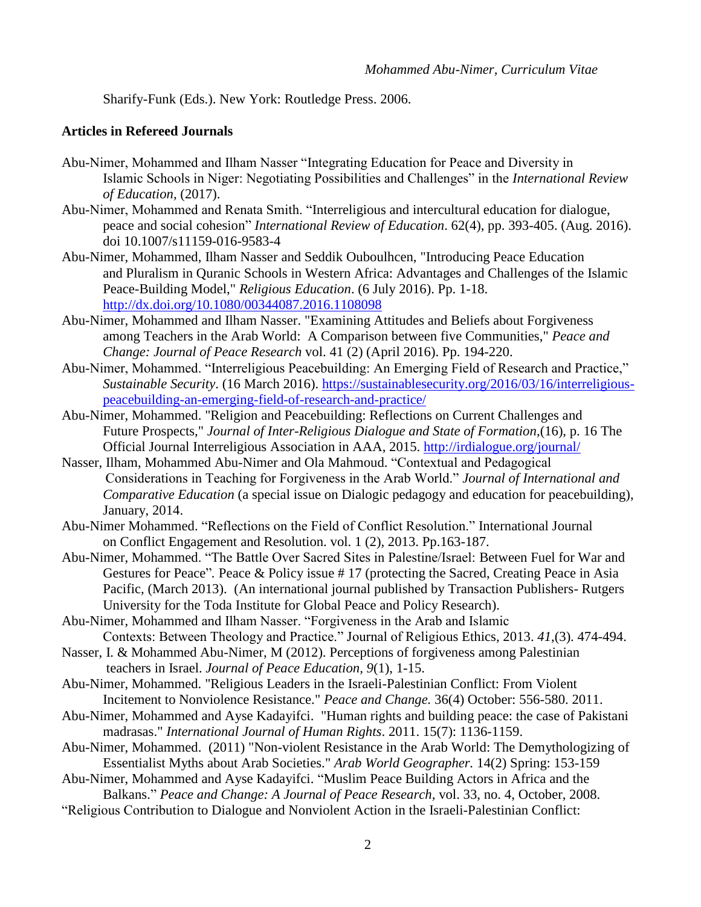Sharify-Funk (Eds.). New York: Routledge Press. 2006.

**Articles in Refereed Journals**

Abu-Nimer, Mohammed and Ilham Nasser "Integrating Education for Peace and Diversity in Islamic Schools in Niger: Negotiating Possibilities and Challenges" in the *International Review of Education*, (2017).

Abu-Nimer, Mohammed and Renata Smith. "Interreligious and intercultural education for dialogue, peace and social cohesion" *International Review of Education*. 62(4), pp. 393-405. (Aug. 2016). doi 10.1007/s11159-016-9583-4

Abu-Nimer, Mohammed, Ilham Nasser and Seddik Ouboulhcen, "Introducing Peace Education and Pluralism in Quranic Schools in Western Africa: Advantages and Challenges of the Islamic Peace-Building Model," *Religious Education*. (6 July 2016). Pp. 1-18. http://dx.doi.org/10.1080/00344087.2016.1108098

Abu-Nimer, Mohammed and Ilham Nasser. "Examining Attitudes and Beliefs about Forgiveness among Teachers in the Arab World: A Comparison between five Communities," *Peace and Change: Journal of Peace Research* vol. 41 (2) (April 2016). Pp. 194-220.

Abu-Nimer, Mohammed. "Interreligious Peacebuilding: An Emerging Field of Research and Practice," *Sustainable Security*. (16 March 2016). https://sustainablesecurity.org/2016/03/16/interreligious-peacebuilding-an-emerging-field-of-research-and-practice/

Abu-Nimer, Mohammed. "Religion and Peacebuilding: Reflections on Current Challenges and Future Prospects," *Journal of Inter-Religious Dialogue and State of Formation*,(16), p. 16 The Official Journal Interreligious Association in AAA, 2015. http://irdialogue.org/journal/

Nasser, Ilham, Mohammed Abu-Nimer and Ola Mahmoud. "Contextual and Pedagogical Considerations in Teaching for Forgiveness in the Arab World." *Journal of International and Comparative Education* (a special issue on Dialogic pedagogy and education for peacebuilding), January, 2014.

Abu-Nimer Mohammed. "Reflections on the Field of Conflict Resolution." International Journal on Conflict Engagement and Resolution. vol. 1 (2), 2013. Pp.163-187.

Abu-Nimer, Mohammed. "The Battle Over Sacred Sites in Palestine/Israel: Between Fuel for War and Gestures for Peace". Peace & Policy issue # 17 (protecting the Sacred, Creating Peace in Asia Pacific, (March 2013). (An international journal published by Transaction Publishers- Rutgers University for the Toda Institute for Global Peace and Policy Research).

Abu-Nimer, Mohammed and Ilham Nasser. "Forgiveness in the Arab and Islamic Contexts: Between Theology and Practice." Journal of Religious Ethics, 2013. *41*,(3). 474-494.

Nasser, I. & Mohammed Abu-Nimer, M (2012). Perceptions of forgiveness among Palestinian teachers in Israel. *Journal of Peace Education, 9*(1), 1-15.

Abu-Nimer, Mohammed. "Religious Leaders in the Israeli-Palestinian Conflict: From Violent Incitement to Nonviolence Resistance." *Peace and Change.* 36(4) October: 556-580. 2011.

Abu-Nimer, Mohammed and Ayse Kadayifci. "Human rights and building peace: the case of Pakistani madrasas." *International Journal of Human Rights*. 2011. 15(7): 1136-1159.

Abu-Nimer, Mohammed. (2011) "Non-violent Resistance in the Arab World: The Demythologizing of Essentialist Myths about Arab Societies." *Arab World Geographer.* 14(2) Spring: 153-159

Abu-Nimer, Mohammed and Ayse Kadayifci. "Muslim Peace Building Actors in Africa and the Balkans." *Peace and Change: A Journal of Peace Research,* vol. 33, no. 4, October, 2008.

"Religious Contribution to Dialogue and Nonviolent Action in the Israeli-Palestinian Conflict: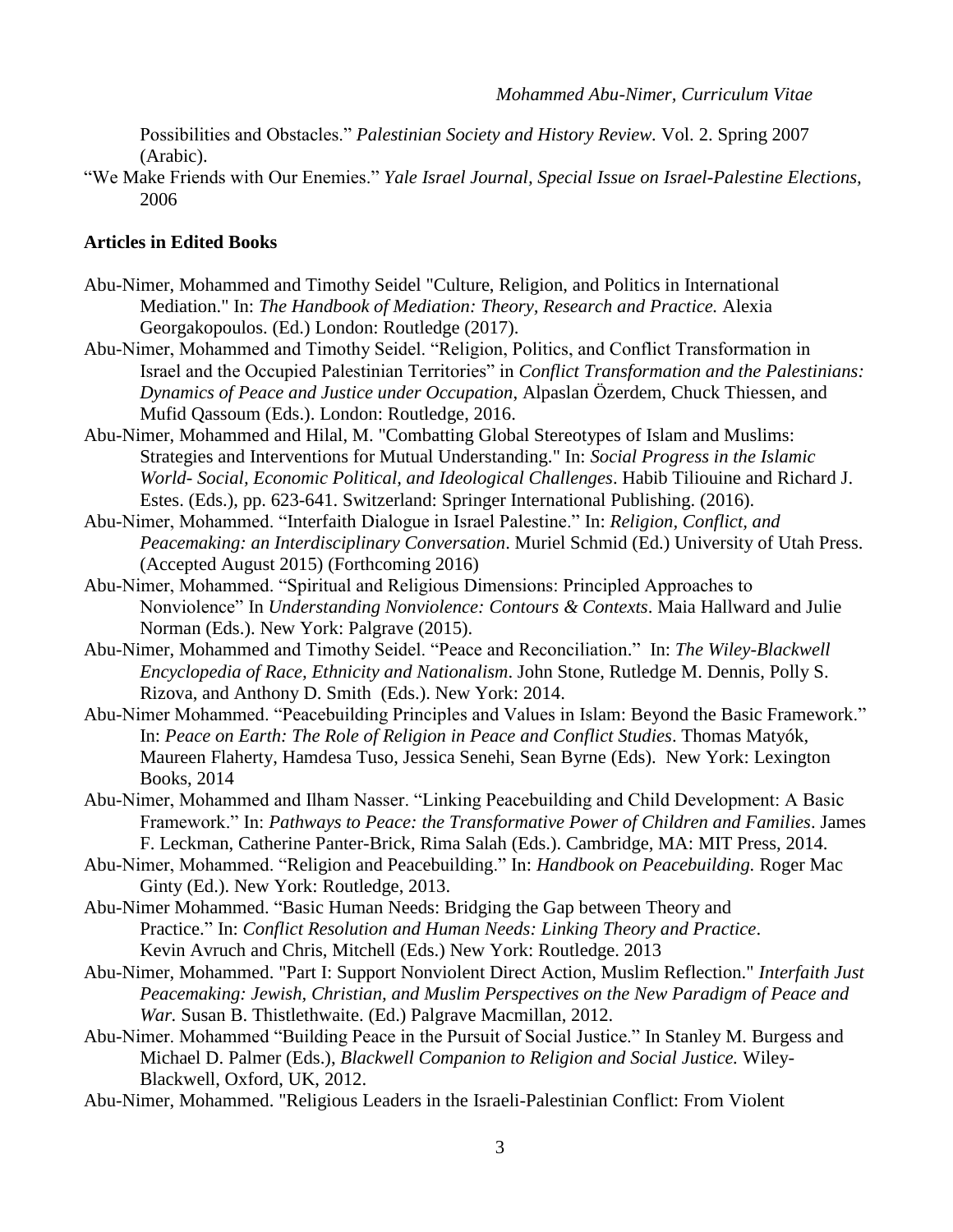Possibilities and Obstacles." *Palestinian Society and History Review.* Vol. 2. Spring 2007 (Arabic).

"We Make Friends with Our Enemies." *Yale Israel Journal, Special Issue on Israel-Palestine Elections,* 2006

**Articles in Edited Books**

Abu-Nimer, Mohammed and Timothy Seidel "Culture, Religion, and Politics in International Mediation." In: *The Handbook of Mediation: Theory, Research and Practice.* Alexia Georgakopoulos. (Ed.) London: Routledge (2017).

Abu-Nimer, Mohammed and Timothy Seidel. "Religion, Politics, and Conflict Transformation in Israel and the Occupied Palestinian Territories" in *Conflict Transformation and the Palestinians: Dynamics of Peace and Justice under Occupation*, Alpaslan Özerdem, Chuck Thiessen, and Mufid Qassoum (Eds.). London: Routledge, 2016.

Abu-Nimer, Mohammed and Hilal, M. "Combatting Global Stereotypes of Islam and Muslims: Strategies and Interventions for Mutual Understanding." In: *Social Progress in the Islamic World- Social, Economic Political, and Ideological Challenges*. Habib Tiliouine and Richard J. Estes. (Eds.), pp. 623-641. Switzerland: Springer International Publishing. (2016).

Abu-Nimer, Mohammed. "Interfaith Dialogue in Israel Palestine." In: *Religion, Conflict, and Peacemaking: an Interdisciplinary Conversation*. Muriel Schmid (Ed.) University of Utah Press. (Accepted August 2015) (Forthcoming 2016)

Abu-Nimer, Mohammed. "Spiritual and Religious Dimensions: Principled Approaches to Nonviolence" In *Understanding Nonviolence: Contours & Contexts*. Maia Hallward and Julie Norman (Eds.). New York: Palgrave (2015).

Abu-Nimer, Mohammed and Timothy Seidel. "Peace and Reconciliation." In: *The Wiley-Blackwell Encyclopedia of Race, Ethnicity and Nationalism*. John Stone, Rutledge M. Dennis, Polly S. Rizova, and Anthony D. Smith (Eds.). New York: 2014.

Abu-Nimer Mohammed. "Peacebuilding Principles and Values in Islam: Beyond the Basic Framework." In: *Peace on Earth: The Role of Religion in Peace and Conflict Studies*. Thomas Matyók, Maureen Flaherty, Hamdesa Tuso, Jessica Senehi, Sean Byrne (Eds). New York: Lexington Books, 2014

Abu-Nimer, Mohammed and Ilham Nasser. "Linking Peacebuilding and Child Development: A Basic Framework." In: *Pathways to Peace: the Transformative Power of Children and Families*. James F. Leckman, Catherine Panter-Brick, Rima Salah (Eds.). Cambridge, MA: MIT Press, 2014.

Abu-Nimer, Mohammed. "Religion and Peacebuilding." In: *Handbook on Peacebuilding.* Roger Mac Ginty (Ed.). New York: Routledge, 2013.

Abu-Nimer Mohammed. "Basic Human Needs: Bridging the Gap between Theory and Practice." In: *Conflict Resolution and Human Needs: Linking Theory and Practice*. Kevin Avruch and Chris, Mitchell (Eds.) New York: Routledge. 2013

Abu-Nimer, Mohammed. "Part I: Support Nonviolent Direct Action, Muslim Reflection." *Interfaith Just Peacemaking: Jewish, Christian, and Muslim Perspectives on the New Paradigm of Peace and War.* Susan B. Thistlethwaite. (Ed.) Palgrave Macmillan, 2012.

Abu-Nimer. Mohammed "Building Peace in the Pursuit of Social Justice." In Stanley M. Burgess and Michael D. Palmer (Eds.), *Blackwell Companion to Religion and Social Justice.* Wiley-Blackwell, Oxford, UK, 2012.

Abu-Nimer, Mohammed. "Religious Leaders in the Israeli-Palestinian Conflict: From Violent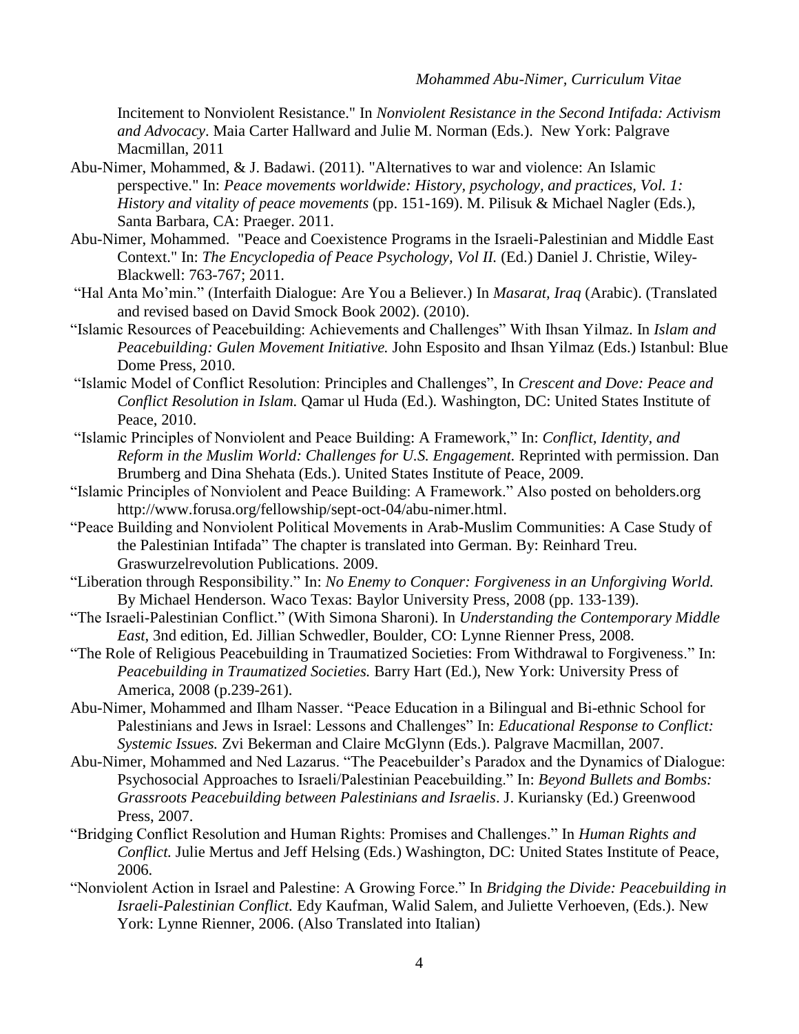Incitement to Nonviolent Resistance." In *Nonviolent Resistance in the Second Intifada: Activism and Advocacy*. Maia Carter Hallward and Julie M. Norman (Eds.). New York: Palgrave Macmillan, 2011

Abu-Nimer, Mohammed, & J. Badawi. (2011). "Alternatives to war and violence: An Islamic perspective." In: *Peace movements worldwide: History, psychology, and practices, Vol. 1: History and vitality of peace movements* (pp. 151-169). M. Pilisuk & Michael Nagler (Eds.), Santa Barbara, CA: Praeger. 2011.

Abu-Nimer, Mohammed. "Peace and Coexistence Programs in the Israeli-Palestinian and Middle East Context." In: *The Encyclopedia of Peace Psychology, Vol II.* (Ed.) Daniel J. Christie, Wiley-Blackwell: 763-767; 2011.

"Hal Anta Mo'min." (Interfaith Dialogue: Are You a Believer.) In *Masarat, Iraq* (Arabic). (Translated and revised based on David Smock Book 2002). (2010).

"Islamic Resources of Peacebuilding: Achievements and Challenges" With Ihsan Yilmaz. In *Islam and Peacebuilding: Gulen Movement Initiative.* John Esposito and Ihsan Yilmaz (Eds.) Istanbul: Blue Dome Press, 2010.

"Islamic Model of Conflict Resolution: Principles and Challenges", In *Crescent and Dove: Peace and Conflict Resolution in Islam.* Qamar ul Huda (Ed.). Washington, DC: United States Institute of Peace, 2010.

"Islamic Principles of Nonviolent and Peace Building: A Framework," In: *Conflict, Identity, and Reform in the Muslim World: Challenges for U.S. Engagement.* Reprinted with permission. Dan Brumberg and Dina Shehata (Eds.). United States Institute of Peace, 2009.

"Islamic Principles of Nonviolent and Peace Building: A Framework." Also posted on beholders.org http://www.forusa.org/fellowship/sept-oct-04/abu-nimer.html.

"Peace Building and Nonviolent Political Movements in Arab-Muslim Communities: A Case Study of the Palestinian Intifada" The chapter is translated into German. By: Reinhard Treu. Graswurzelrevolution Publications. 2009.

"Liberation through Responsibility." In: *No Enemy to Conquer: Forgiveness in an Unforgiving World.* By Michael Henderson. Waco Texas: Baylor University Press, 2008 (pp. 133-139).

"The Israeli-Palestinian Conflict." (With Simona Sharoni). In *Understanding the Contemporary Middle East*, 3nd edition, Ed. Jillian Schwedler, Boulder, CO: Lynne Rienner Press, 2008.

"The Role of Religious Peacebuilding in Traumatized Societies: From Withdrawal to Forgiveness." In: *Peacebuilding in Traumatized Societies.* Barry Hart (Ed.), New York: University Press of America, 2008 (p.239-261).

Abu-Nimer, Mohammed and Ilham Nasser. "Peace Education in a Bilingual and Bi-ethnic School for Palestinians and Jews in Israel: Lessons and Challenges" In: *Educational Response to Conflict: Systemic Issues.* Zvi Bekerman and Claire McGlynn (Eds.). Palgrave Macmillan, 2007.

Abu-Nimer, Mohammed and Ned Lazarus. "The Peacebuilder's Paradox and the Dynamics of Dialogue: Psychosocial Approaches to Israeli/Palestinian Peacebuilding." In: *Beyond Bullets and Bombs: Grassroots Peacebuilding between Palestinians and Israelis*. J. Kuriansky (Ed.) Greenwood Press, 2007.

"Bridging Conflict Resolution and Human Rights: Promises and Challenges." In *Human Rights and Conflict.* Julie Mertus and Jeff Helsing (Eds.) Washington, DC: United States Institute of Peace, 2006.

"Nonviolent Action in Israel and Palestine: A Growing Force." In *Bridging the Divide: Peacebuilding in Israeli-Palestinian Conflict.* Edy Kaufman, Walid Salem, and Juliette Verhoeven, (Eds.). New York: Lynne Rienner, 2006. (Also Translated into Italian)